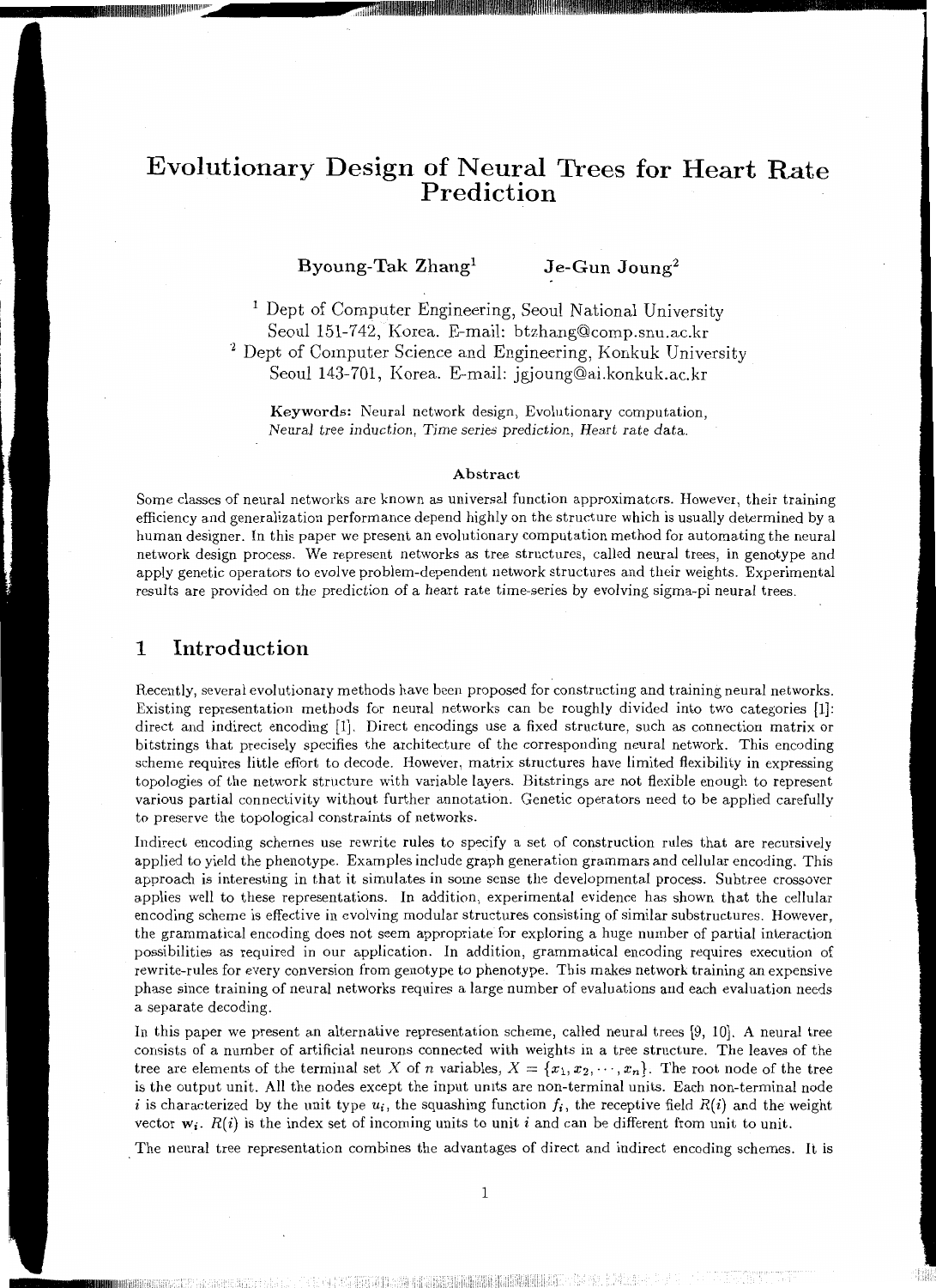# Evolutionary Design of Neural Trees for Heart Rate Prediction

**Byoung-Tak Zhang**[1] **Je-Gun Joung**[2]

[1] Dept of Computer Engineering, Seoul National University
Seoul 151-742, Korea. E-mail: btzhang@comp.snu.ac.kr

[2] Dept of Computer Science and Engineering, Konkuk University
Seoul 143-701, Korea. E-mail: jgjoung@ai.konkuk.ac.kr

**Keywords:** Neural network design, Evolutionary computation, Neural tree induction, Time series prediction, Heart rate data.

### Abstract

Some classes of neural networks are known as universal function approximators. However, their training efficiency and generalization performance depend highly on the structure which is usually determined by a human designer. In this paper we present an evolutionary computation method for automating the neural network design process. We represent networks as tree structures, called neural trees, in genotype and apply genetic operators to evolve problem-dependent network structures and their weights. Experimental results are provided on the prediction of a heart rate time-series by evolving sigma-pi neural trees.

## 1 Introduction

Recently, several evolutionary methods have been proposed for constructing and training neural networks. Existing representation methods for neural networks can be roughly divided into two categories [1]: direct and indirect encoding [1]. Direct encodings use a fixed structure, such as connection matrix or bitstrings that precisely specifies the architecture of the corresponding neural network. This encoding scheme requires little effort to decode. However, matrix structures have limited flexibility in expressing topologies of the network structure with variable layers. Bitstrings are not flexible enough to represent various partial connectivity without further annotation. Genetic operators need to be applied carefully to preserve the topological constraints of networks.

Indirect encoding schemes use rewrite rules to specify a set of construction rules that are recursively applied to yield the phenotype. Examples include graph generation grammars and cellular encoding. This approach is interesting in that it simulates in some sense the developmental process. Subtree crossover applies well to these representations. In addition, experimental evidence has shown that the cellular encoding scheme is effective in evolving modular structures consisting of similar substructures. However, the grammatical encoding does not seem appropriate for exploring a huge number of partial interaction possibilities as required in our application. In addition, grammatical encoding requires execution of rewrite-rules for every conversion from genotype to phenotype. This makes network training an expensive phase since training of neural networks requires a large number of evaluations and each evaluation needs a separate decoding.

In this paper we present an alternative representation scheme, called neural trees [9, 10]. A neural tree consists of a number of artificial neurons connected with weights in a tree structure. The leaves of the tree are elements of the terminal set $X$ of $n$ variables, $X = \{x_1, x_2, \cdots, x_n\}$. The root node of the tree is the output unit. All the nodes except the input units are non-terminal units. Each non-terminal node $i$ is characterized by the unit type $u_i$, the squashing function $f_i$, the receptive field $R(i)$ and the weight vector $\mathbf{w}_i$. $R(i)$ is the index set of incoming units to unit $i$ and can be different from unit to unit.

The neural tree representation combines the advantages of direct and indirect encoding schemes. It is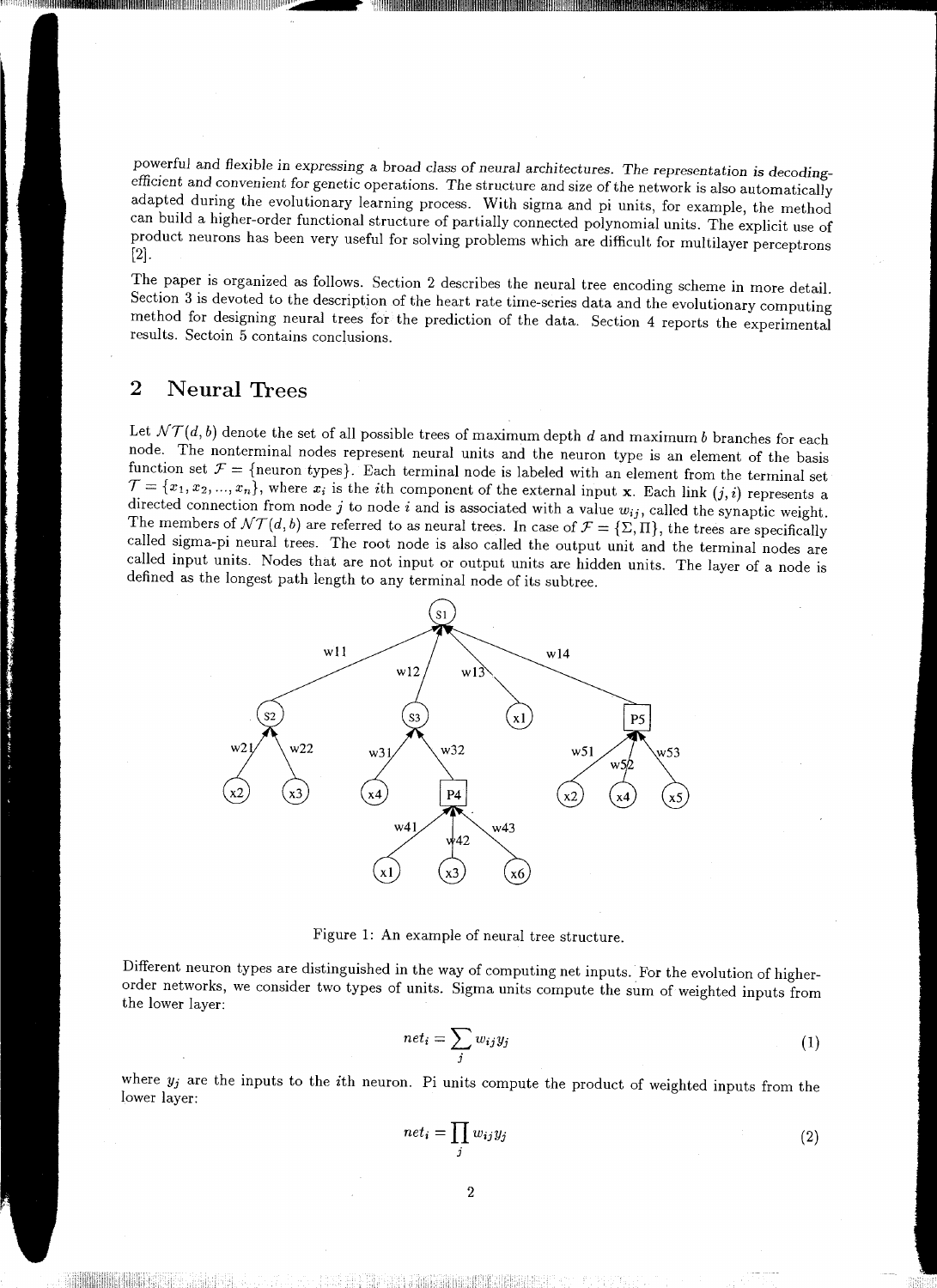powerful and flexible in expressing a broad class of neural architectures. The representation is decoding-efficient and convenient for genetic operations. The structure and size of the network is also automatically adapted during the evolutionary learning process. With sigma and pi units, for example, the method can build a higher-order functional structure of partially connected polynomial units. The explicit use of product neurons has been very useful for solving problems which are difficult for multilayer perceptrons [2].

The paper is organized as follows. Section 2 describes the neural tree encoding scheme in more detail. Section 3 is devoted to the description of the heart rate time-series data and the evolutionary computing method for designing neural trees for the prediction of the data. Section 4 reports the experimental results. Sectoin 5 contains conclusions.

## 2 Neural Trees

Let $\mathcal{NT}(d, b)$ denote the set of all possible trees of maximum depth $d$ and maximum $b$ branches for each node. The nonterminal nodes represent neural units and the neuron type is an element of the basis function set $\mathcal{F} = \{\text{neuron types}\}$. Each terminal node is labeled with an element from the terminal set $\mathcal{T} = \{x_1, x_2, ..., x_n\}$, where $x_i$ is the $i$th component of the external input $\mathbf{x}$. Each link $(j, i)$ represents a directed connection from node $j$ to node $i$ and is associated with a value $w_{ij}$, called the synaptic weight. The members of $\mathcal{NT}(d, b)$ are referred to as neural trees. In case of $\mathcal{F} = \{\Sigma, \Pi\}$, the trees are specifically called sigma-pi neural trees. The root node is also called the output unit and the terminal nodes are called input units. Nodes that are not input or output units are hidden units. The layer of a node is defined as the longest path length to any terminal node of its subtree.

Figure 1: An example of neural tree structure.

Different neuron types are distinguished in the way of computing net inputs. For the evolution of higher-order networks, we consider two types of units. Sigma units compute the sum of weighted inputs from the lower layer:

$$net_i = \sum_j w_{ij} y_j \tag{1}$$

where $y_j$ are the inputs to the $i$th neuron. Pi units compute the product of weighted inputs from the lower layer:

$$net_i = \prod_j w_{ij} y_j \tag{2}$$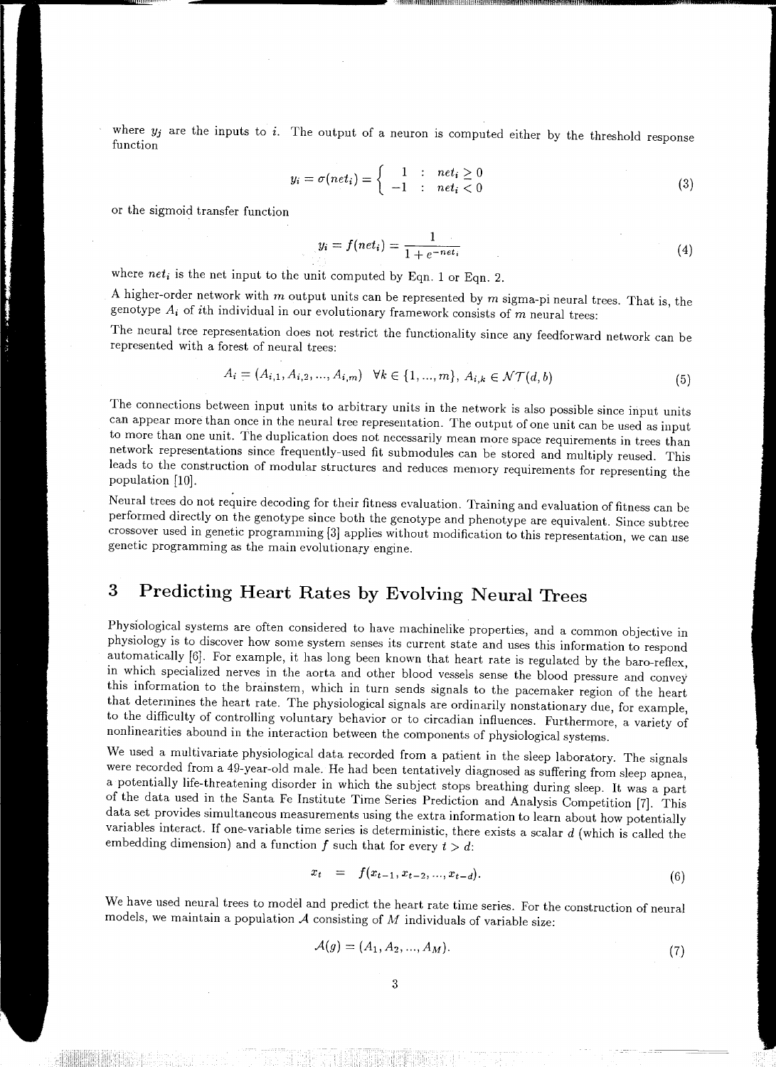where $y_j$ are the inputs to $i$. The output of a neuron is computed either by the threshold response function

$$y_i = \sigma(net_i) = \begin{cases} 1 & : \; net_i \geq 0 \\ -1 & : \; net_i < 0 \end{cases} \tag{3}$$

or the sigmoid transfer function

$$y_i = f(net_i) = \frac{1}{1 + e^{-net_i}} \tag{4}$$

where $net_i$ is the net input to the unit computed by Eqn. 1 or Eqn. 2.

A higher-order network with $m$ output units can be represented by $m$ sigma-pi neural trees. That is, the genotype $A_i$ of $i$th individual in our evolutionary framework consists of $m$ neural trees:

The neural tree representation does not restrict the functionality since any feedforward network can be represented with a forest of neural trees:

$$A_i = (A_{i,1}, A_{i,2}, ..., A_{i,m}) \;\; \forall k \in \{1, ..., m\}, \; A_{i,k} \in \mathcal{NT}(d, b) \tag{5}$$

The connections between input units to arbitrary units in the network is also possible since input units can appear more than once in the neural tree representation. The output of one unit can be used as input to more than one unit. The duplication does not necessarily mean more space requirements in trees than network representations since frequently-used fit submodules can be stored and multiply reused. This leads to the construction of modular structures and reduces memory requirements for representing the population [10].

Neural trees do not require decoding for their fitness evaluation. Training and evaluation of fitness can be performed directly on the genotype since both the genotype and phenotype are equivalent. Since subtree crossover used in genetic programming [3] applies without modification to this representation, we can use genetic programming as the main evolutionary engine.

# 3 Predicting Heart Rates by Evolving Neural Trees

Physiological systems are often considered to have machinelike properties, and a common objective in physiology is to discover how some system senses its current state and uses this information to respond automatically [6]. For example, it has long been known that heart rate is regulated by the baro-reflex, in which specialized nerves in the aorta and other blood vessels sense the blood pressure and convey this information to the brainstem, which in turn sends signals to the pacemaker region of the heart that determines the heart rate. The physiological signals are ordinarily nonstationary due, for example, to the difficulty of controlling voluntary behavior or to circadian influences. Furthermore, a variety of nonlinearities abound in the interaction between the components of physiological systems.

We used a multivariate physiological data recorded from a patient in the sleep laboratory. The signals were recorded from a 49-year-old male. He had been tentatively diagnosed as suffering from sleep apnea, a potentially life-threatening disorder in which the subject stops breathing during sleep. It was a part of the data used in the Santa Fe Institute Time Series Prediction and Analysis Competition [7]. This data set provides simultaneous measurements using the extra information to learn about how potentially variables interact. If one-variable time series is deterministic, there exists a scalar $d$ (which is called the embedding dimension) and a function $f$ such that for every $t > d$:

$$x_t \;\; = \;\; f(x_{t-1}, x_{t-2}, ..., x_{t-d}). \tag{6}$$

We have used neural trees to model and predict the heart rate time series. For the construction of neural models, we maintain a population $\mathcal{A}$ consisting of $M$ individuals of variable size:

$$\mathcal{A}(g) = (A_1, A_2, ..., A_M). \tag{7}$$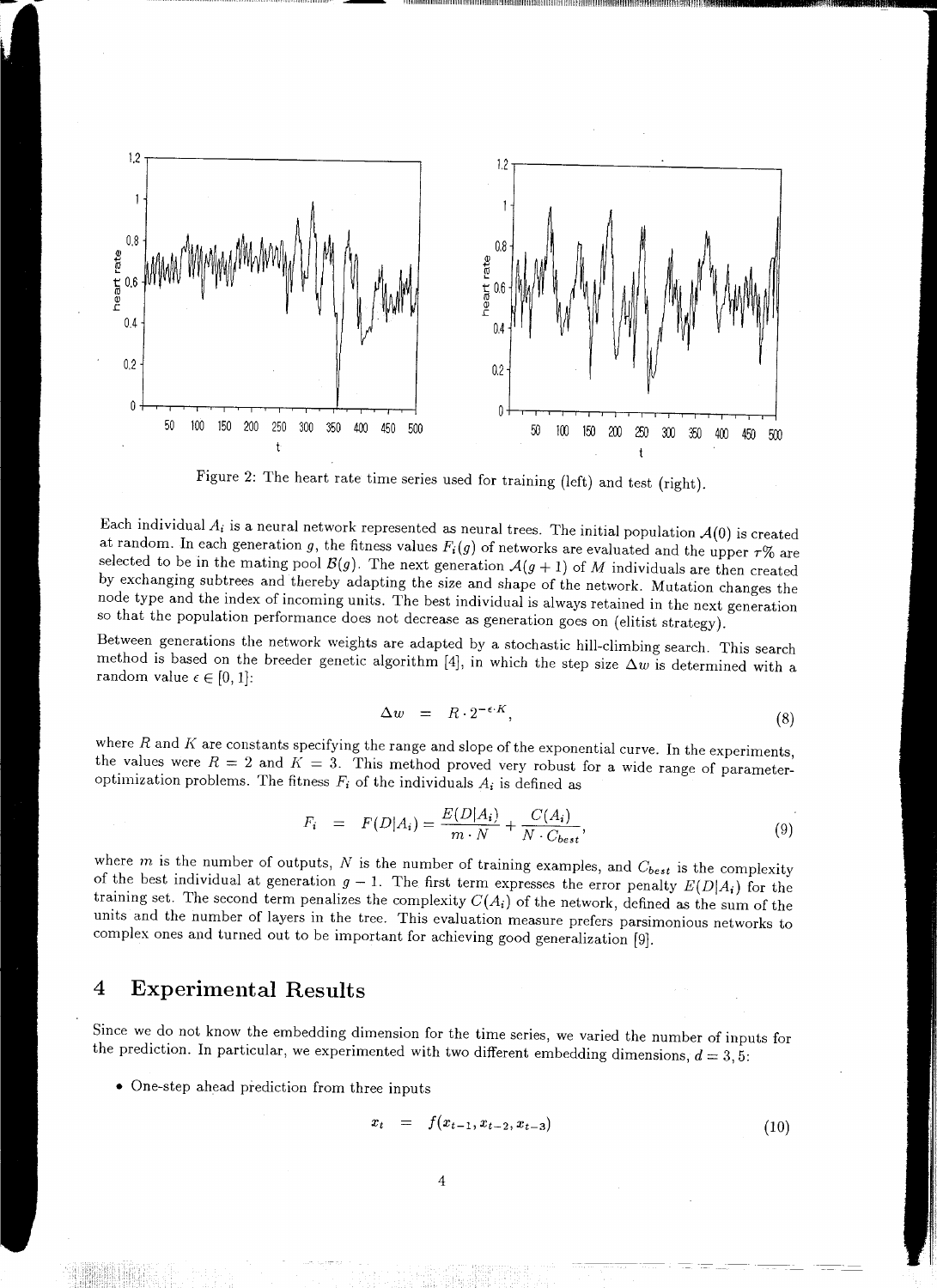Figure 2: The heart rate time series used for training (left) and test (right).

Each individual $A_i$ is a neural network represented as neural trees. The initial population $\mathcal{A}(0)$ is created at random. In each generation $g$, the fitness values $F_i(g)$ of networks are evaluated and the upper $\tau$% are selected to be in the mating pool $\mathcal{B}(g)$. The next generation $\mathcal{A}(g+1)$ of $M$ individuals are then created by exchanging subtrees and thereby adapting the size and shape of the network. Mutation changes the node type and the index of incoming units. The best individual is always retained in the next generation so that the population performance does not decrease as generation goes on (elitist strategy).

Between generations the network weights are adapted by a stochastic hill-climbing search. This search method is based on the breeder genetic algorithm [4], in which the step size $\Delta w$ is determined with a random value $\epsilon \in [0, 1]$:

$$\Delta w = R \cdot 2^{-\epsilon \cdot K}, \tag{8}$$

where $R$ and $K$ are constants specifying the range and slope of the exponential curve. In the experiments, the values were $R = 2$ and $K = 3$. This method proved very robust for a wide range of parameter-optimization problems. The fitness $F_i$ of the individuals $A_i$ is defined as

$$F_i = F(D|A_i) = \frac{E(D|A_i)}{m \cdot N} + \frac{C(A_i)}{N \cdot C_{best}}, \tag{9}$$

where $m$ is the number of outputs, $N$ is the number of training examples, and $C_{best}$ is the complexity of the best individual at generation $g-1$. The first term expresses the error penalty $E(D|A_i)$ for the training set. The second term penalizes the complexity $C(A_i)$ of the network, defined as the sum of the units and the number of layers in the tree. This evaluation measure prefers parsimonious networks to complex ones and turned out to be important for achieving good generalization [9].

## 4 Experimental Results

Since we do not know the embedding dimension for the time series, we varied the number of inputs for the prediction. In particular, we experimented with two different embedding dimensions, $d = 3, 5$:

- One-step ahead prediction from three inputs

$$x_t = f(x_{t-1}, x_{t-2}, x_{t-3}) \tag{10}$$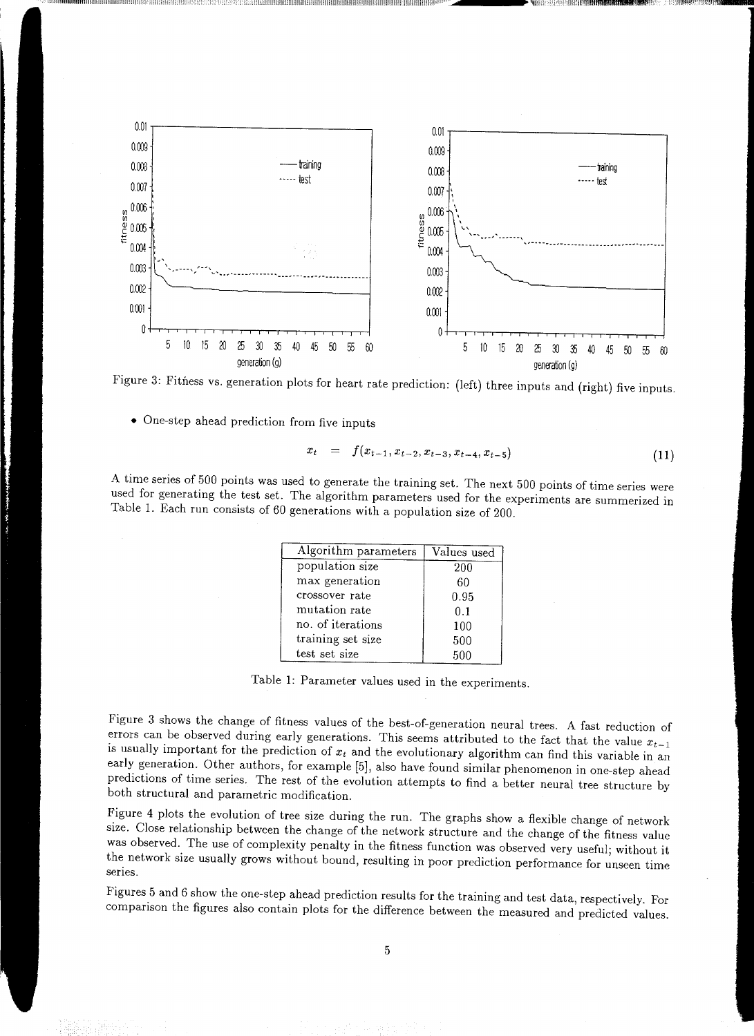Figure 3: Fitness vs. generation plots for heart rate prediction: (left) three inputs and (right) five inputs.

- One-step ahead prediction from five inputs

$$x_t = f(x_{t-1}, x_{t-2}, x_{t-3}, x_{t-4}, x_{t-5}) \tag{11}$$

A time series of 500 points was used to generate the training set. The next 500 points of time series were used for generating the test set. The algorithm parameters used for the experiments are summerized in Table 1. Each run consists of 60 generations with a population size of 200.

| Algorithm parameters | Values used |
|---|---|
| population size | 200 |
| max generation | 60 |
| crossover rate | 0.95 |
| mutation rate | 0.1 |
| no. of iterations | 100 |
| training set size | 500 |
| test set size | 500 |

Table 1: Parameter values used in the experiments.

Figure 3 shows the change of fitness values of the best-of-generation neural trees. A fast reduction of errors can be observed during early generations. This seems attributed to the fact that the value $x_{t-1}$ is usually important for the prediction of $x_t$ and the evolutionary algorithm can find this variable in an early generation. Other authors, for example [5], also have found similar phenomenon in one-step ahead predictions of time series. The rest of the evolution attempts to find a better neural tree structure by both structural and parametric modification.

Figure 4 plots the evolution of tree size during the run. The graphs show a flexible change of network size. Close relationship between the change of the network structure and the change of the fitness value was observed. The use of complexity penalty in the fitness function was observed very useful; without it the network size usually grows without bound, resulting in poor prediction performance for unseen time series.

Figures 5 and 6 show the one-step ahead prediction results for the training and test data, respectively. For comparison the figures also contain plots for the difference between the measured and predicted values.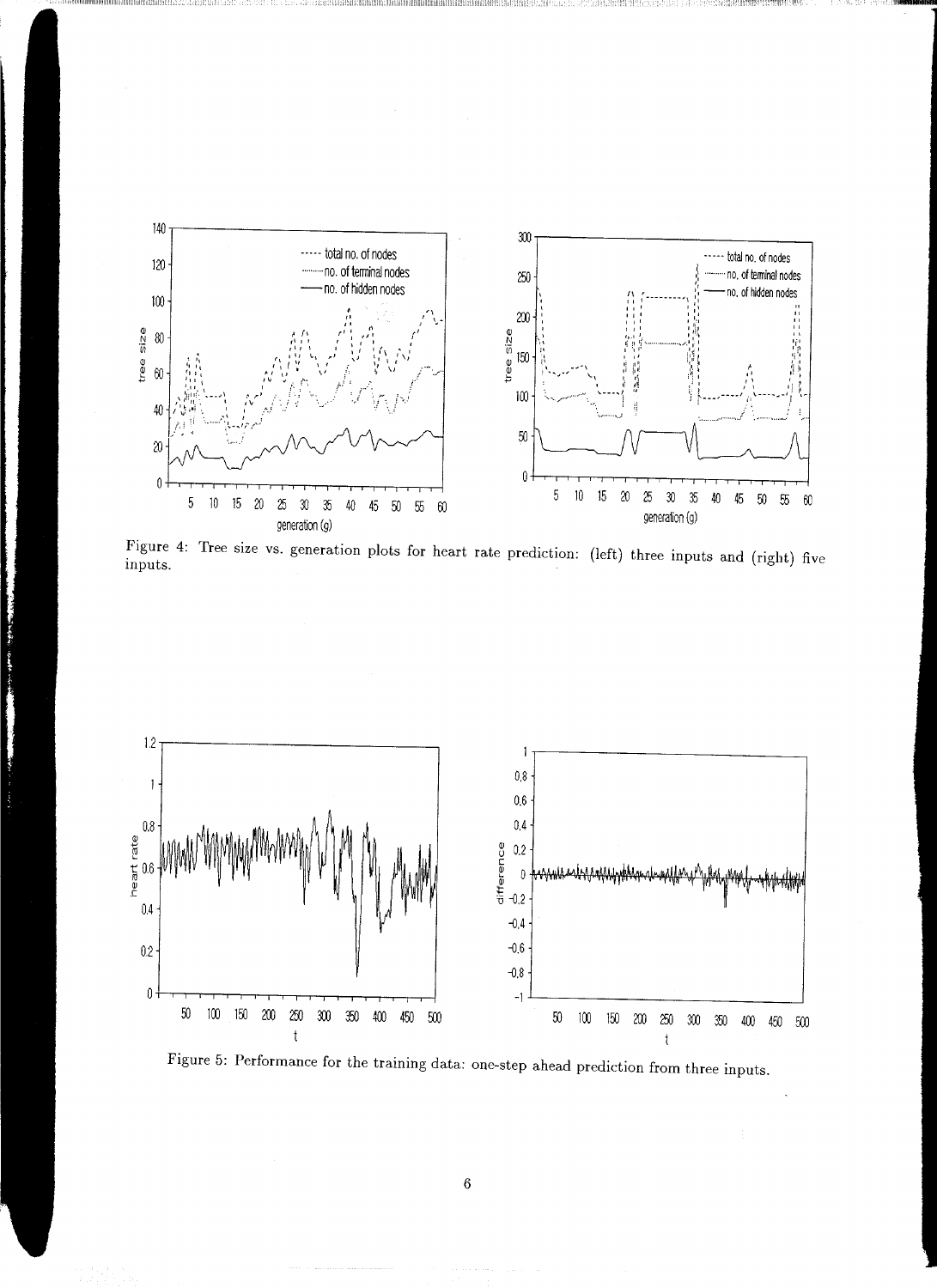Figure 4: Tree size vs. generation plots for heart rate prediction: (left) three inputs and (right) five inputs.

Figure 5: Performance for the training data: one-step ahead prediction from three inputs.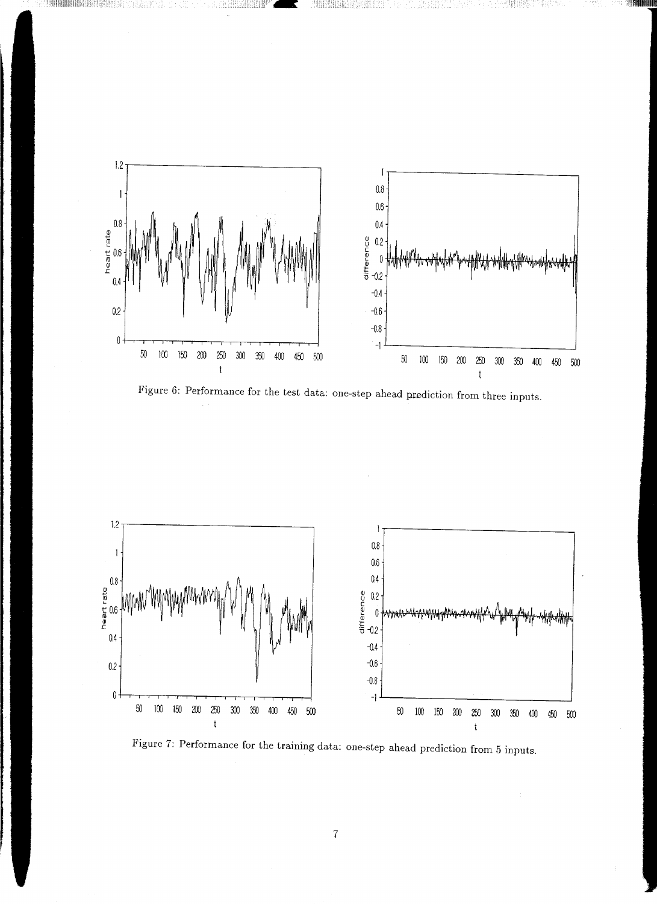Figure 6: Performance for the test data: one-step ahead prediction from three inputs.

Figure 7: Performance for the training data: one-step ahead prediction from 5 inputs.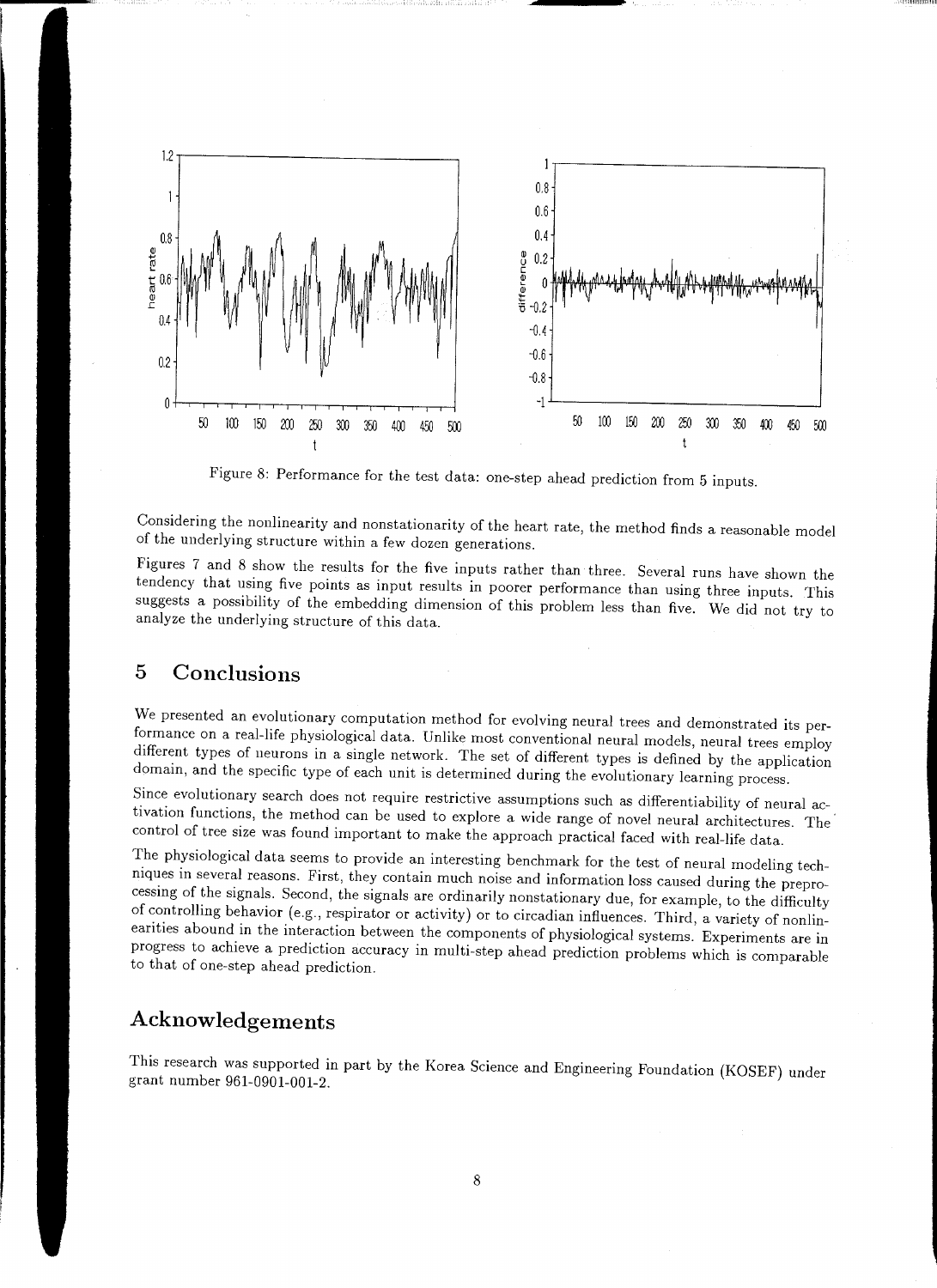1.2
1
0.8
0.6
0.4
0.2
0
heart rate
50 100 150 200 250 300 350 400 450 500
t

1
0.8
0.6
0.4
0.2
0
-0.2
-0.4
-0.6
-0.8
-1
difference
50 100 150 200 250 300 350 400 450 500
t

Figure 8: Performance for the test data: one-step ahead prediction from 5 inputs.

Considering the nonlinearity and nonstationarity of the heart rate, the method finds a reasonable model of the underlying structure within a few dozen generations.

Figures 7 and 8 show the results for the five inputs rather than three. Several runs have shown the tendency that using five points as input results in poorer performance than using three inputs. This suggests a possibility of the embedding dimension of this problem less than five. We did not try to analyze the underlying structure of this data.

## 5 Conclusions

We presented an evolutionary computation method for evolving neural trees and demonstrated its performance on a real-life physiological data. Unlike most conventional neural models, neural trees employ different types of neurons in a single network. The set of different types is defined by the application domain, and the specific type of each unit is determined during the evolutionary learning process.

Since evolutionary search does not require restrictive assumptions such as differentiability of neural activation functions, the method can be used to explore a wide range of novel neural architectures. The control of tree size was found important to make the approach practical faced with real-life data.

The physiological data seems to provide an interesting benchmark for the test of neural modeling techniques in several reasons. First, they contain much noise and information loss caused during the preprocessing of the signals. Second, the signals are ordinarily nonstationary due, for example, to the difficulty of controlling behavior (e.g., respirator or activity) or to circadian influences. Third, a variety of nonlinearities abound in the interaction between the components of physiological systems. Experiments are in progress to achieve a prediction accuracy in multi-step ahead prediction problems which is comparable to that of one-step ahead prediction.

## Acknowledgements

This research was supported in part by the Korea Science and Engineering Foundation (KOSEF) under grant number 961-0901-001-2.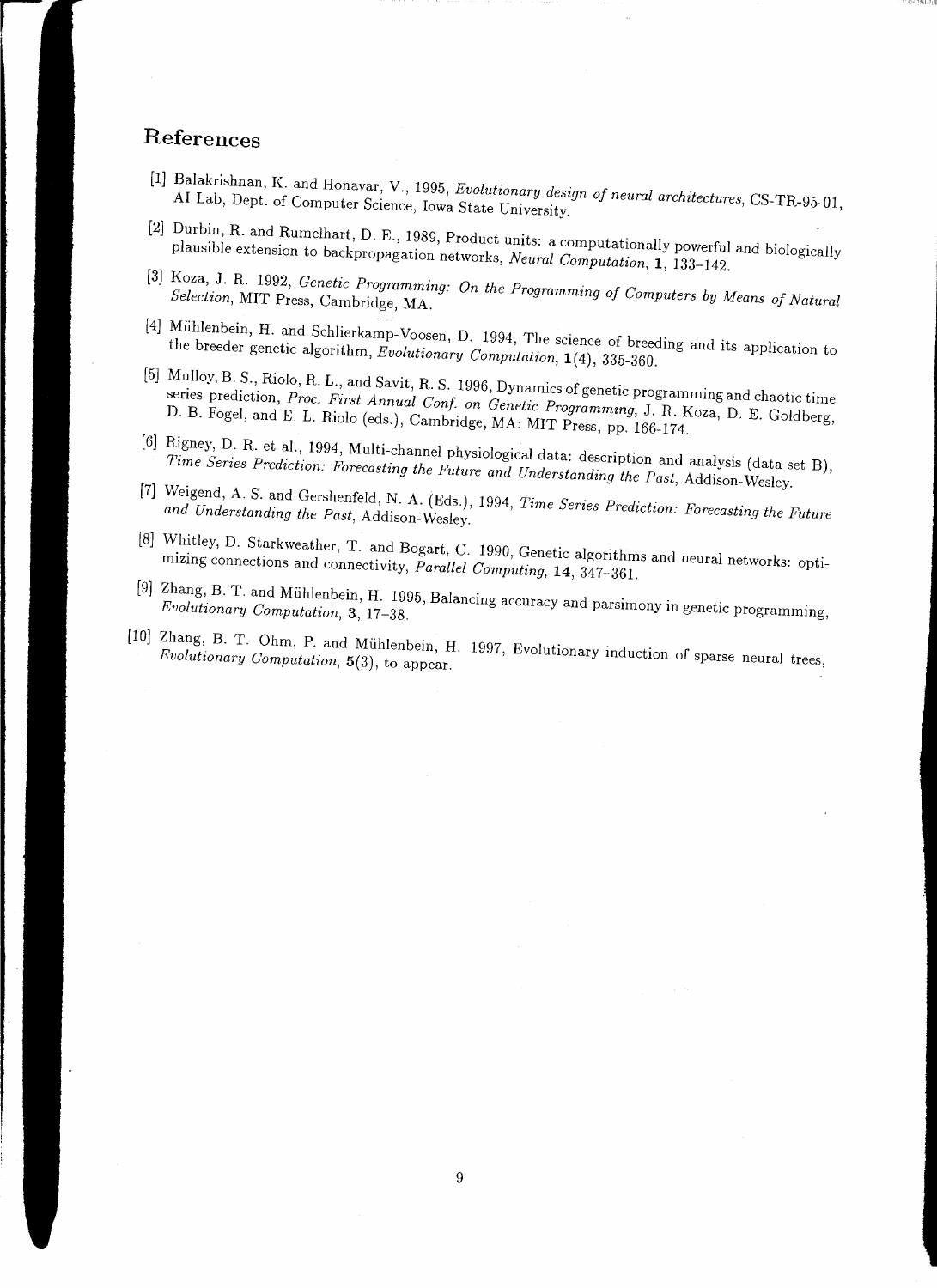## References

[1] Balakrishnan, K. and Honavar, V., 1995, *Evolutionary design of neural architectures*, CS-TR-95-01, AI Lab, Dept. of Computer Science, Iowa State University.

[2] Durbin, R. and Rumelhart, D. E., 1989, Product units: a computationally powerful and biologically plausible extension to backpropagation networks, *Neural Computation*, **1**, 133–142.

[3] Koza, J. R. 1992, *Genetic Programming: On the Programming of Computers by Means of Natural Selection*, MIT Press, Cambridge, MA.

[4] Mühlenbein, H. and Schlierkamp-Voosen, D. 1994, The science of breeding and its application to the breeder genetic algorithm, *Evolutionary Computation*, **1**(4), 335-360.

[5] Mulloy, B. S., Riolo, R. L., and Savit, R. S. 1996, Dynamics of genetic programming and chaotic time series prediction, *Proc. First Annual Conf. on Genetic Programming*, J. R. Koza, D. E. Goldberg, D. B. Fogel, and E. L. Riolo (eds.), Cambridge, MA: MIT Press, pp. 166-174.

[6] Rigney, D. R. et al., 1994, Multi-channel physiological data: description and analysis (data set B), *Time Series Prediction: Forecasting the Future and Understanding the Past*, Addison-Wesley.

[7] Weigend, A. S. and Gershenfeld, N. A. (Eds.), 1994, *Time Series Prediction: Forecasting the Future and Understanding the Past*, Addison-Wesley.

[8] Whitley, D. Starkweather, T. and Bogart, C. 1990, Genetic algorithms and neural networks: optimizing connections and connectivity, *Parallel Computing*, **14**, 347–361.

[9] Zhang, B. T. and Mühlenbein, H. 1995, Balancing accuracy and parsimony in genetic programming, *Evolutionary Computation*, **3**, 17–38.

[10] Zhang, B. T. Ohm, P. and Mühlenbein, H. 1997, Evolutionary induction of sparse neural trees, *Evolutionary Computation*, **5**(3), to appear.